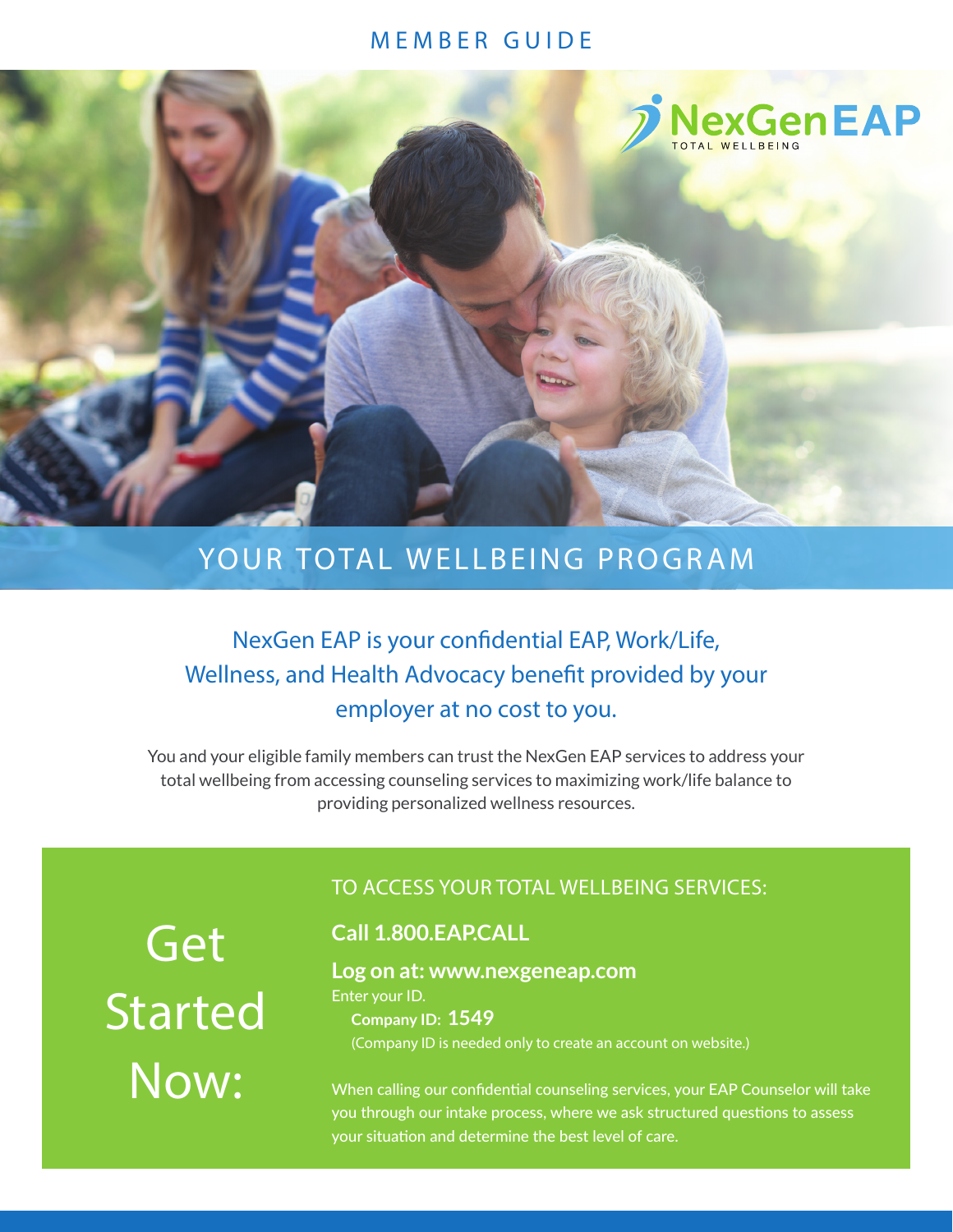MEMBER GUIDE

NexGen EAP

TOTAL WELLBEING

# YOUR TOTAL WELLBEING PROGRAM

## NexGen EAP is your confidential EAP, Work/Life, Wellness, and Health Advocacy benefit provided by your employer at no cost to you.

You and your eligible family members can trust the NexGen EAP services to address your total wellbeing from accessing counseling services to maximizing work/life balance to providing personalized wellness resources.

## Get Started Now:

TO ACCESS YOUR TOTAL WELLBEING SERVICES:

**Call 1.800.EAP.CALL**

**Log on at: www.nexgeneap.com**

Enter your ID.

**Company ID: 1549**

(Company ID is needed only to create an account on website.)

When calling our confidential counseling services, your EAP Counselor will take you through our intake process, where we ask structured questions to assess your situation and determine the best level of care.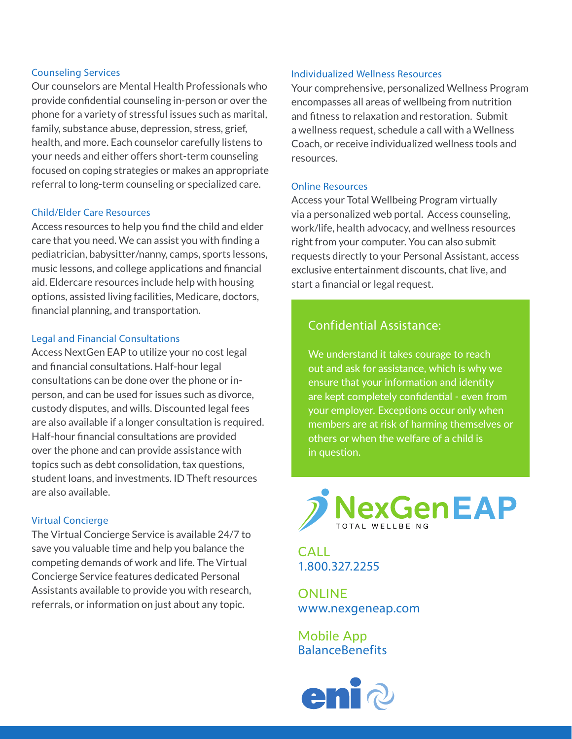### Counseling Services

Our counselors are Mental Health Professionals who provide confidential counseling in-person or over the phone for a variety of stressful issues such as marital, family, substance abuse, depression, stress, grief, health, and more. Each counselor carefully listens to your needs and either offers short-term counseling focused on coping strategies or makes an appropriate referral to long-term counseling or specialized care.

### Child/Elder Care Resources

Access resources to help you find the child and elder care that you need. We can assist you with finding a pediatrician, babysitter/nanny, camps, sports lessons, music lessons, and college applications and financial aid. Eldercare resources include help with housing options, assisted living facilities, Medicare, doctors, financial planning, and transportation.

### Legal and Financial Consultations

Access NextGen EAP to utilize your no cost legal and financial consultations. Half-hour legal consultations can be done over the phone or in-person, and can be used for issues such as divorce, custody disputes, and wills. Discounted legal fees are also available if a longer consultation is required. Half-hour financial consultations are provided over the phone and can provide assistance with topics such as debt consolidation, tax questions, student loans, and investments. ID Theft resources are also available.

### Virtual Concierge

The Virtual Concierge Service is available 24/7 to save you valuable time and help you balance the competing demands of work and life. The Virtual Concierge Service features dedicated Personal Assistants available to provide you with research, referrals, or information on just about any topic.

### Individualized Wellness Resources

Your comprehensive, personalized Wellness Program encompasses all areas of wellbeing from nutrition and fitness to relaxation and restoration. Submit a wellness request, schedule a call with a Wellness Coach, or receive individualized wellness tools and resources.

### Online Resources

Access your Total Wellbeing Program virtually via a personalized web portal. Access counseling, work/life, health advocacy, and wellness resources right from your computer. You can also submit requests directly to your Personal Assistant, access exclusive entertainment discounts, chat live, and start a financial or legal request.

### Confidential Assistance:

We understand it takes courage to reach out and ask for assistance, which is why we ensure that your information and identity are kept completely confidential - even from your employer. Exceptions occur only when members are at risk of harming themselves or others or when the welfare of a child is in question.

NexGenEAP
TOTAL WELLBEING

CALL
1.800.327.2255

ONLINE
www.nexgeneap.com

Mobile App
BalanceBenefits

eni